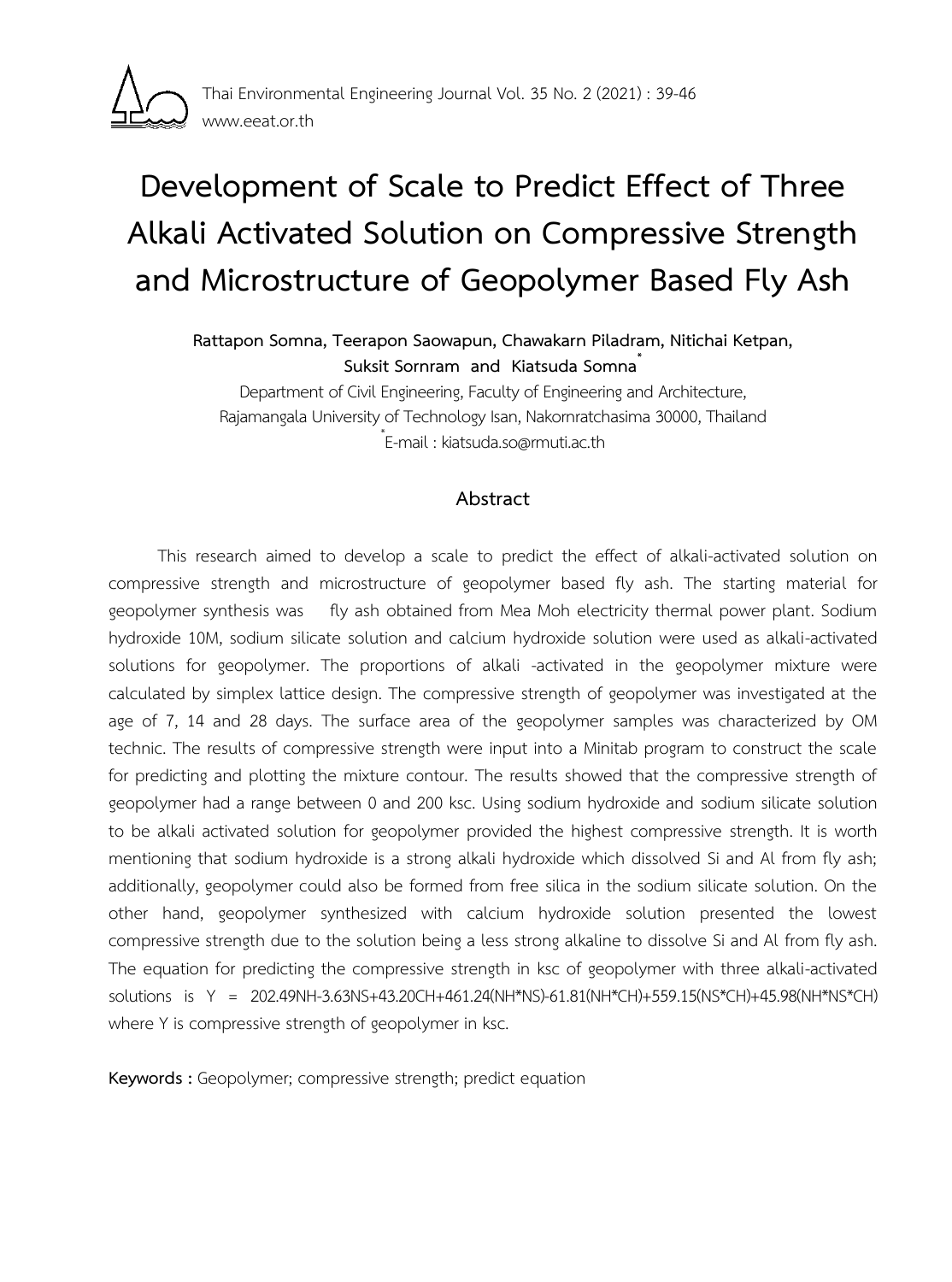# Development of Scale to Predict Effect of Three Alkali Activated Solution on Compressive Strength and Microstructure of Geopolymer Based Fly Ash

**Rattapon Somna, Teerapon Saowapun, Chawakarn Piladram, Nitichai Ketpan, Suksit Sornram and Kiatsuda Somna***

Department of Civil Engineering, Faculty of Engineering and Architecture, Rajamangala University of Technology Isan, Nakornratchasima 30000, Thailand

*E-mail : kiatsuda.so@rmuti.ac.th

## Abstract

This research aimed to develop a scale to predict the effect of alkali-activated solution on compressive strength and microstructure of geopolymer based fly ash. The starting material for geopolymer synthesis was fly ash obtained from Mea Moh electricity thermal power plant. Sodium hydroxide 10M, sodium silicate solution and calcium hydroxide solution were used as alkali-activated solutions for geopolymer. The proportions of alkali -activated in the geopolymer mixture were calculated by simplex lattice design. The compressive strength of geopolymer was investigated at the age of 7, 14 and 28 days. The surface area of the geopolymer samples was characterized by OM technic. The results of compressive strength were input into a Minitab program to construct the scale for predicting and plotting the mixture contour. The results showed that the compressive strength of geopolymer had a range between 0 and 200 ksc. Using sodium hydroxide and sodium silicate solution to be alkali activated solution for geopolymer provided the highest compressive strength. It is worth mentioning that sodium hydroxide is a strong alkali hydroxide which dissolved Si and Al from fly ash; additionally, geopolymer could also be formed from free silica in the sodium silicate solution. On the other hand, geopolymer synthesized with calcium hydroxide solution presented the lowest compressive strength due to the solution being a less strong alkaline to dissolve Si and Al from fly ash. The equation for predicting the compressive strength in ksc of geopolymer with three alkali-activated solutions is Y = 202.49NH-3.63NS+43.20CH+461.24(NH*NS)-61.81(NH*CH)+559.15(NS*CH)+45.98(NH*NS*CH) where Y is compressive strength of geopolymer in ksc.

**Keywords :** Geopolymer; compressive strength; predict equation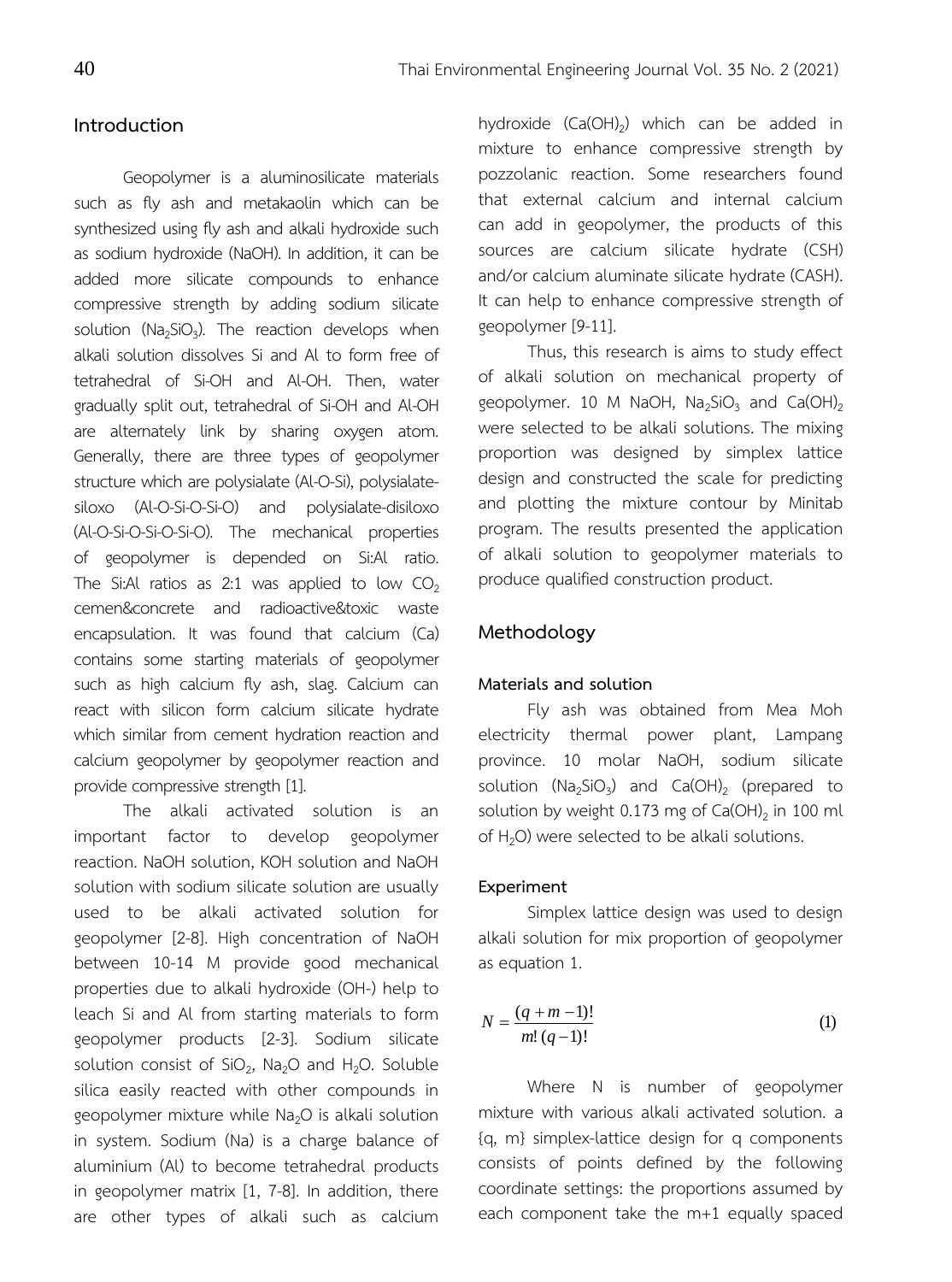## Introduction

Geopolymer is a aluminosilicate materials such as fly ash and metakaolin which can be synthesized using fly ash and alkali hydroxide such as sodium hydroxide (NaOH). In addition, it can be added more silicate compounds to enhance compressive strength by adding sodium silicate solution ($Na_2SiO_3$). The reaction develops when alkali solution dissolves Si and Al to form free of tetrahedral of Si-OH and Al-OH. Then, water gradually split out, tetrahedral of Si-OH and Al-OH are alternately link by sharing oxygen atom. Generally, there are three types of geopolymer structure which are polysialate (Al-O-Si), polysialate-siloxo (Al-O-Si-O-Si-O) and polysialate-disiloxo (Al-O-Si-O-Si-O-Si-O). The mechanical properties of geopolymer is depended on Si:Al ratio. The Si:Al ratios as 2:1 was applied to low $CO_2$ cemen&concrete and radioactive&toxic waste encapsulation. It was found that calcium (Ca) contains some starting materials of geopolymer such as high calcium fly ash, slag. Calcium can react with silicon form calcium silicate hydrate which similar from cement hydration reaction and calcium geopolymer by geopolymer reaction and provide compressive strength [1].

The alkali activated solution is an important factor to develop geopolymer reaction. NaOH solution, KOH solution and NaOH solution with sodium silicate solution are usually used to be alkali activated solution for geopolymer [2-8]. High concentration of NaOH between 10-14 M provide good mechanical properties due to alkali hydroxide (OH-) help to leach Si and Al from starting materials to form geopolymer products [2-3]. Sodium silicate solution consist of $SiO_2$, $Na_2O$ and $H_2O$. Soluble silica easily reacted with other compounds in geopolymer mixture while $Na_2O$ is alkali solution in system. Sodium (Na) is a charge balance of aluminium (Al) to become tetrahedral products in geopolymer matrix [1, 7-8]. In addition, there are other types of alkali such as calcium hydroxide ($Ca(OH)_2$) which can be added in mixture to enhance compressive strength by pozzolanic reaction. Some researchers found that external calcium and internal calcium can add in geopolymer, the products of this sources are calcium silicate hydrate (CSH) and/or calcium aluminate silicate hydrate (CASH). It can help to enhance compressive strength of geopolymer [9-11].

Thus, this research is aims to study effect of alkali solution on mechanical property of geopolymer. 10 M NaOH, $Na_2SiO_3$ and $Ca(OH)_2$ were selected to be alkali solutions. The mixing proportion was designed by simplex lattice design and constructed the scale for predicting and plotting the mixture contour by Minitab program. The results presented the application of alkali solution to geopolymer materials to produce qualified construction product.

## Methodology

### Materials and solution

Fly ash was obtained from Mea Moh electricity thermal power plant, Lampang province. 10 molar NaOH, sodium silicate solution ($Na_2SiO_3$) and $Ca(OH)_2$ (prepared to solution by weight 0.173 mg of $Ca(OH)_2$ in 100 ml of $H_2O$) were selected to be alkali solutions.

### Experiment

Simplex lattice design was used to design alkali solution for mix proportion of geopolymer as equation 1.

$$N = \frac{(q+m-1)!}{m!\,(q-1)!} \tag{1}$$

Where N is number of geopolymer mixture with various alkali activated solution. a {q, m} simplex-lattice design for q components consists of points defined by the following coordinate settings: the proportions assumed by each component take the m+1 equally spaced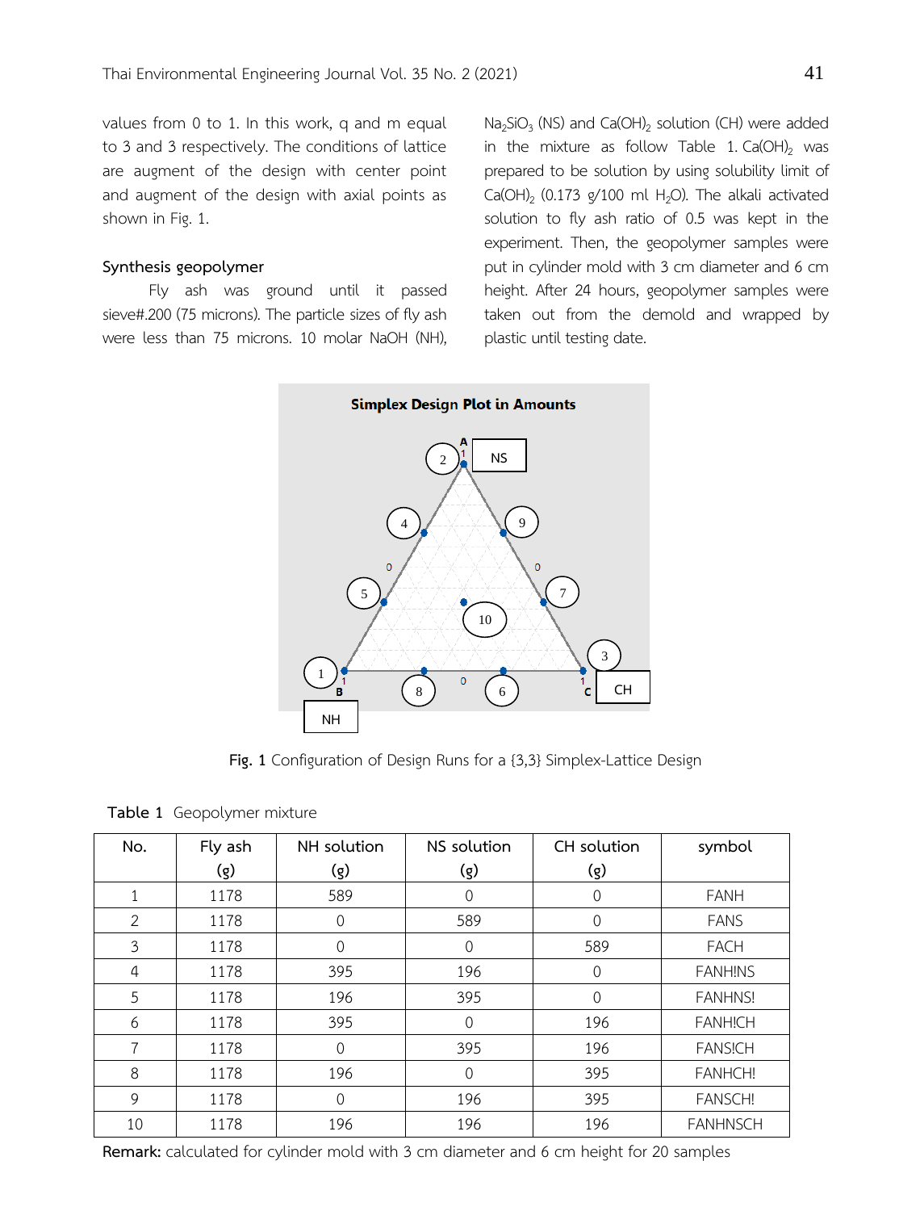values from 0 to 1. In this work, q and m equal to 3 and 3 respectively. The conditions of lattice are augment of the design with center point and augment of the design with axial points as shown in Fig. 1.

### Synthesis geopolymer

Fly ash was ground until it passed sieve#.200 (75 microns). The particle sizes of fly ash were less than 75 microns. 10 molar NaOH (NH), $Na_2SiO_3$ (NS) and $Ca(OH)_2$ solution (CH) were added in the mixture as follow Table 1. $Ca(OH)_2$ was prepared to be solution by using solubility limit of $Ca(OH)_2$ (0.173 g/100 ml $H_2O$). The alkali activated solution to fly ash ratio of 0.5 was kept in the experiment. Then, the geopolymer samples were put in cylinder mold with 3 cm diameter and 6 cm height. After 24 hours, geopolymer samples were taken out from the demold and wrapped by plastic until testing date.

**Fig. 1** Configuration of Design Runs for a {3,3} Simplex-Lattice Design

Table 1 Geopolymer mixture

| No. | Fly ash (g) | NH solution (g) | NS solution (g) | CH solution (g) | symbol |
|---|---|---|---|---|---|
| 1 | 1178 | 589 | 0 | 0 | FANH |
| 2 | 1178 | 0 | 589 | 0 | FANS |
| 3 | 1178 | 0 | 0 | 589 | FACH |
| 4 | 1178 | 395 | 196 | 0 | FANH!NS |
| 5 | 1178 | 196 | 395 | 0 | FANHNS! |
| 6 | 1178 | 395 | 0 | 196 | FANH!CH |
| 7 | 1178 | 0 | 395 | 196 | FANS!CH |
| 8 | 1178 | 196 | 0 | 395 | FANHCH! |
| 9 | 1178 | 0 | 196 | 395 | FANSCH! |
| 10 | 1178 | 196 | 196 | 196 | FANHNSCH |

**Remark:** calculated for cylinder mold with 3 cm diameter and 6 cm height for 20 samples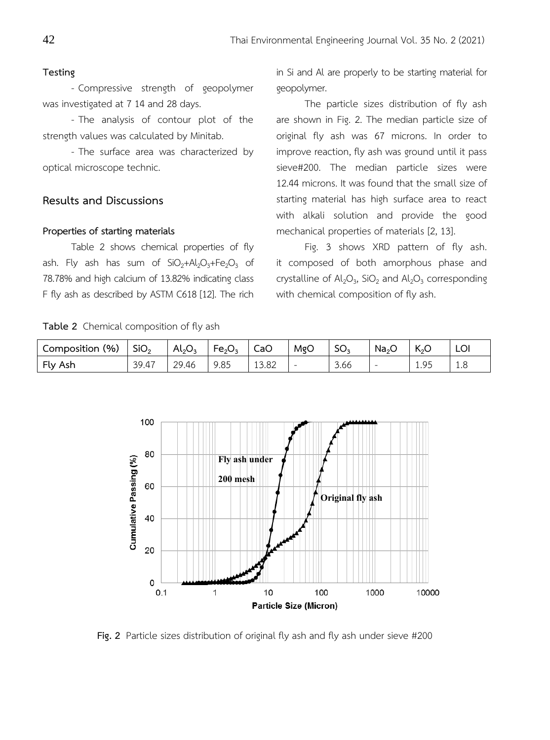**Testing**

- Compressive strength of geopolymer was investigated at 7 14 and 28 days.

- The analysis of contour plot of the strength values was calculated by Minitab.

- The surface area was characterized by optical microscope technic.

## Results and Discussions

### Properties of starting materials

Table 2 shows chemical properties of fly ash. Fly ash has sum of $SiO_2$+$Al_2O_3$+$Fe_2O_3$ of 78.78% and high calcium of 13.82% indicating class F fly ash as described by ASTM C618 [12]. The rich in Si and Al are properly to be starting material for geopolymer.

The particle sizes distribution of fly ash are shown in Fig. 2. The median particle size of original fly ash was 67 microns. In order to improve reaction, fly ash was ground until it pass sieve#200. The median particle sizes were 12.44 microns. It was found that the small size of starting material has high surface area to react with alkali solution and provide the good mechanical properties of materials [2, 13].

Fig. 3 shows XRD pattern of fly ash. it composed of both amorphous phase and crystalline of $Al_2O_3$, $SiO_2$ and $Al_2O_3$ corresponding with chemical composition of fly ash.

**Table 2** Chemical composition of fly ash

| Composition (%) | $SiO_2$ | $Al_2O_3$ | $Fe_2O_3$ | CaO | MgO | $SO_3$ | $Na_2O$ | $K_2O$ | LOI |
|---|---|---|---|---|---|---|---|---|---|
| Fly Ash | 39.47 | 29.46 | 9.85 | 13.82 | - | 3.66 | - | 1.95 | 1.8 |

**Fig. 2** Particle sizes distribution of original fly ash and fly ash under sieve #200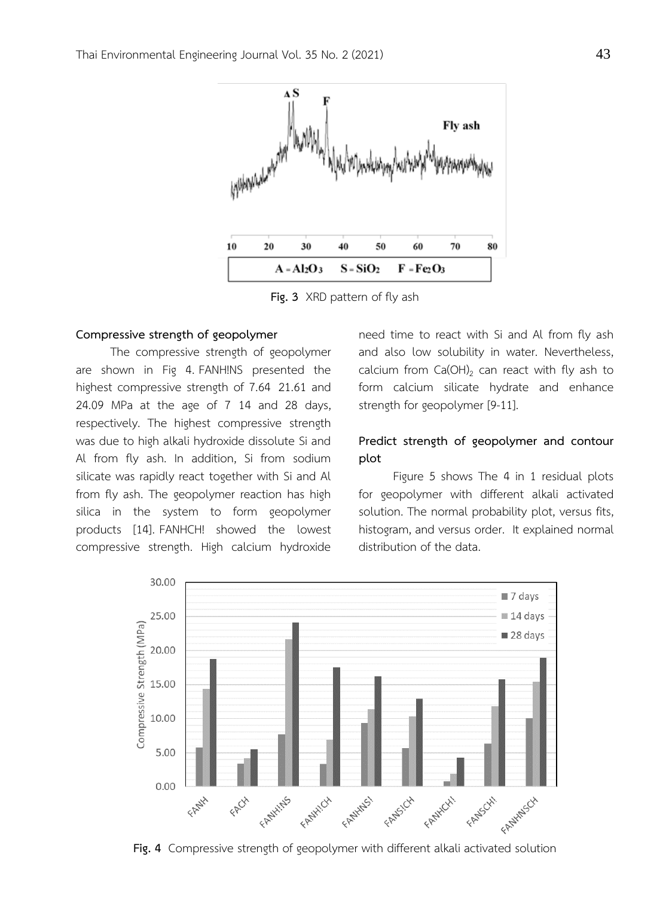Fig. 3 XRD pattern of fly ash

**Compressive strength of geopolymer**

The compressive strength of geopolymer are shown in Fig 4. FANH!NS presented the highest compressive strength of 7.64 21.61 and 24.09 MPa at the age of 7 14 and 28 days, respectively. The highest compressive strength was due to high alkali hydroxide dissolute Si and Al from fly ash. In addition, Si from sodium silicate was rapidly react together with Si and Al from fly ash. The geopolymer reaction has high silica in the system to form geopolymer products [14]. FANHCH! showed the lowest compressive strength. High calcium hydroxide need time to react with Si and Al from fly ash and also low solubility in water. Nevertheless, calcium from $Ca(OH)_2$ can react with fly ash to form calcium silicate hydrate and enhance strength for geopolymer [9-11].

**Predict strength of geopolymer and contour plot**

Figure 5 shows The 4 in 1 residual plots for geopolymer with different alkali activated solution. The normal probability plot, versus fits, histogram, and versus order. It explained normal distribution of the data.

Fig. 4 Compressive strength of geopolymer with different alkali activated solution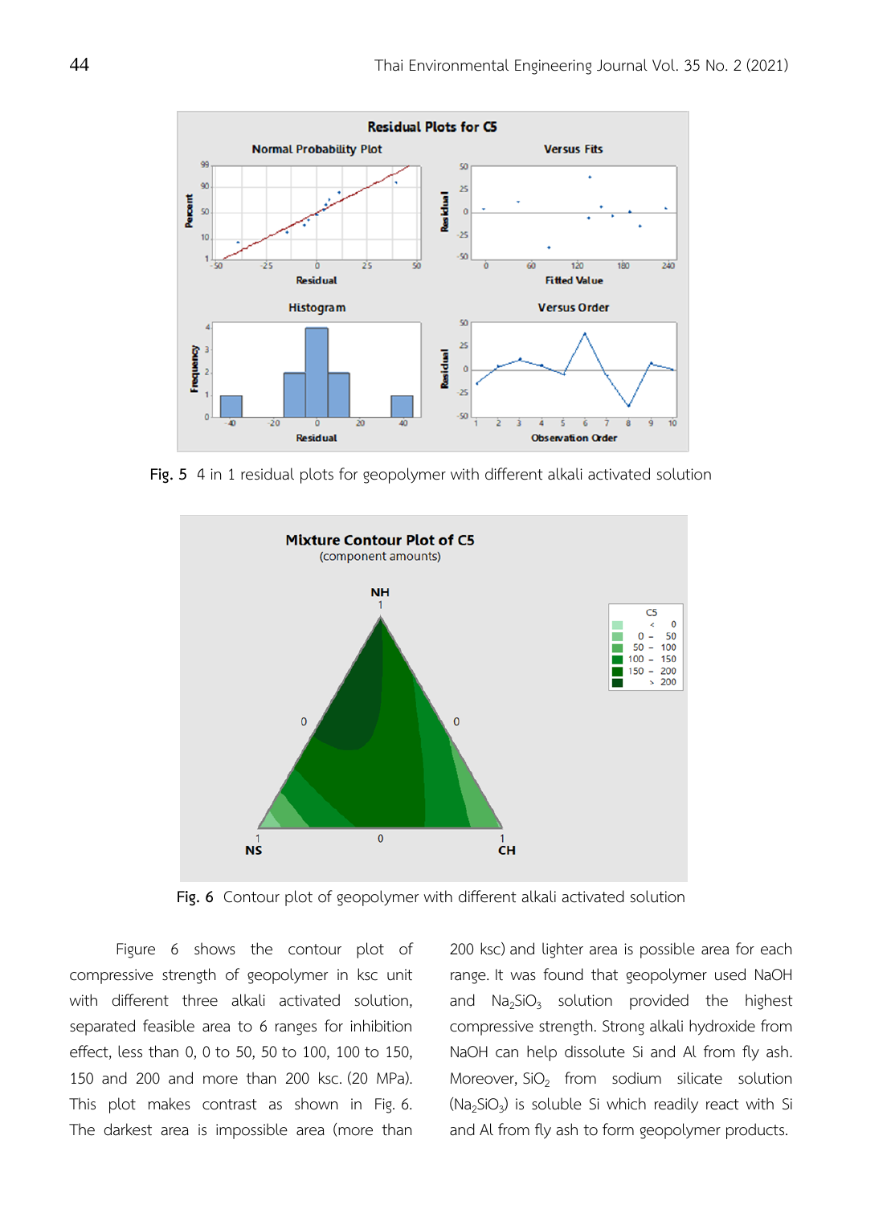Fig. 5 4 in 1 residual plots for geopolymer with different alkali activated solution

Fig. 6 Contour plot of geopolymer with different alkali activated solution

Figure 6 shows the contour plot of compressive strength of geopolymer in ksc unit with different three alkali activated solution, separated feasible area to 6 ranges for inhibition effect, less than 0, 0 to 50, 50 to 100, 100 to 150, 150 and 200 and more than 200 ksc. (20 MPa). This plot makes contrast as shown in Fig. 6. The darkest area is impossible area (more than 200 ksc) and lighter area is possible area for each range. It was found that geopolymer used NaOH and $Na_2SiO_3$ solution provided the highest compressive strength. Strong alkali hydroxide from NaOH can help dissolute Si and Al from fly ash. Moreover, $SiO_2$ from sodium silicate solution ($Na_2SiO_3$) is soluble Si which readily react with Si and Al from fly ash to form geopolymer products.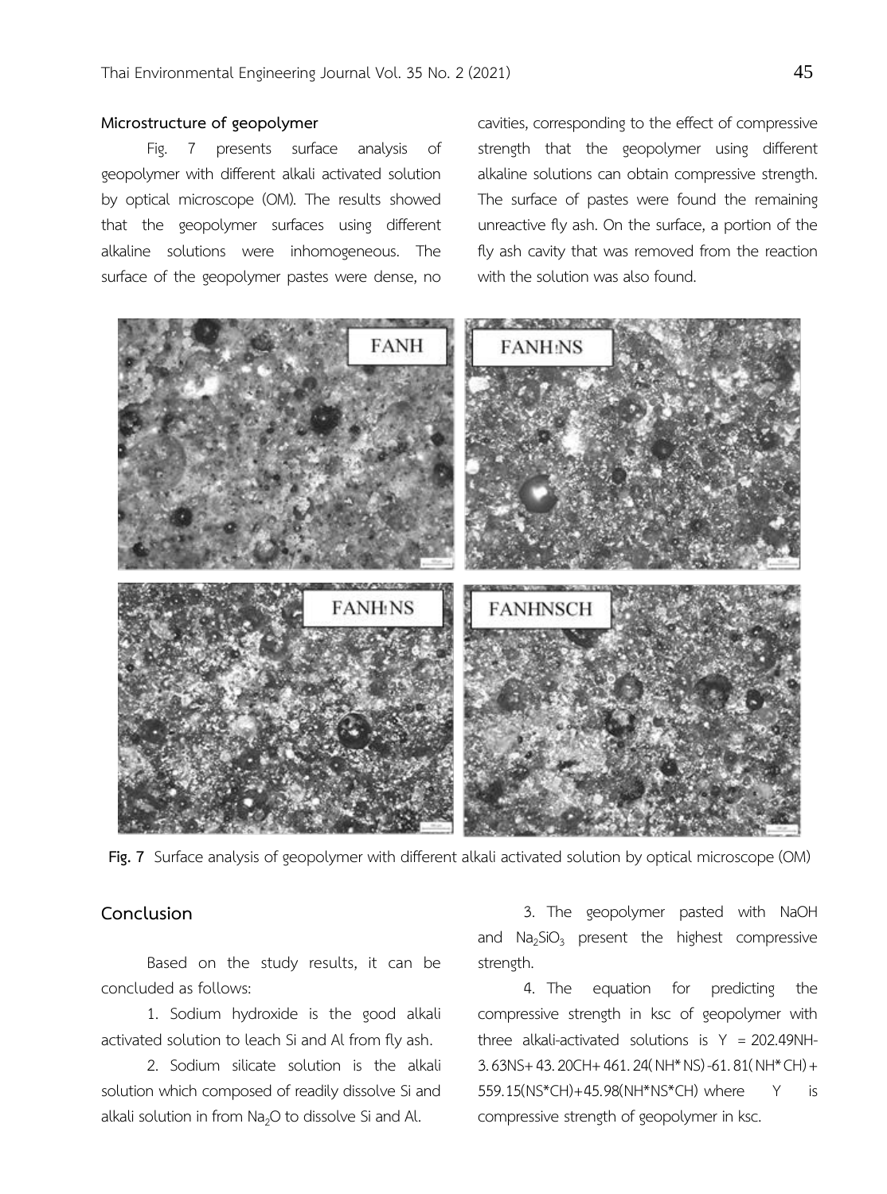### Microstructure of geopolymer

Fig. 7 presents surface analysis of geopolymer with different alkali activated solution by optical microscope (OM). The results showed that the geopolymer surfaces using different alkaline solutions were inhomogeneous. The surface of the geopolymer pastes were dense, no cavities, corresponding to the effect of compressive strength that the geopolymer using different alkaline solutions can obtain compressive strength. The surface of pastes were found the remaining unreactive fly ash. On the surface, a portion of the fly ash cavity that was removed from the reaction with the solution was also found.

**Fig. 7** Surface analysis of geopolymer with different alkali activated solution by optical microscope (OM)

## Conclusion

Based on the study results, it can be concluded as follows:

1. Sodium hydroxide is the good alkali activated solution to leach Si and Al from fly ash.

2. Sodium silicate solution is the alkali solution which composed of readily dissolve Si and alkali solution in from $Na_2O$ to dissolve Si and Al.

3. The geopolymer pasted with NaOH and $Na_2SiO_3$ present the highest compressive strength.

4. The equation for predicting the compressive strength in ksc of geopolymer with three alkali-activated solutions is $Y = 202.49NH - 3.63NS + 43.20CH + 461.24(NH*NS) - 61.81(NH*CH) + 559.15(NS*CH) + 45.98(NH*NS*CH)$ where $Y$ is compressive strength of geopolymer in ksc.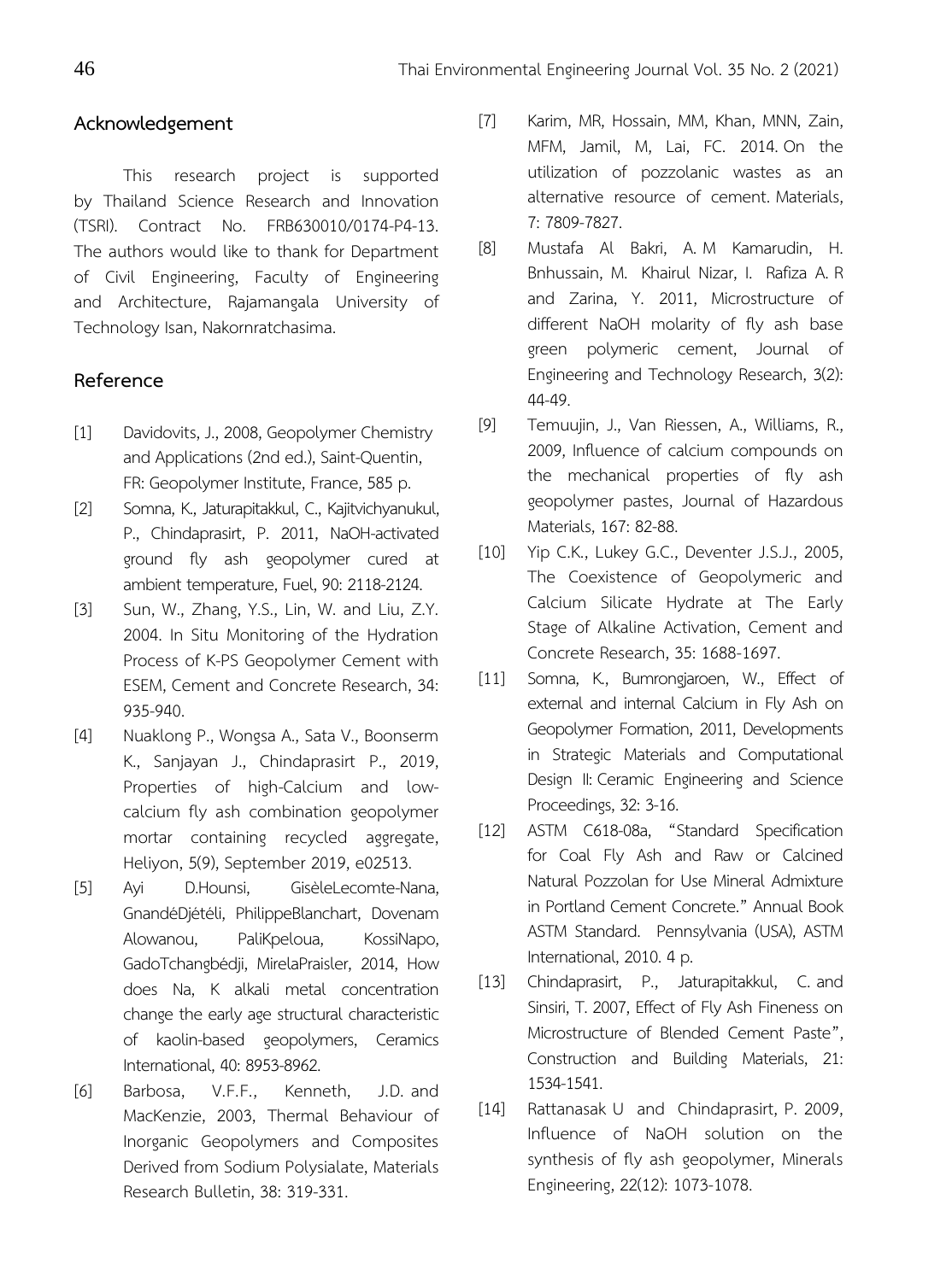## Acknowledgement

This research project is supported by Thailand Science Research and Innovation (TSRI). Contract No. FRB630010/0174-P4-13. The authors would like to thank for Department of Civil Engineering, Faculty of Engineering and Architecture, Rajamangala University of Technology Isan, Nakornratchasima.

## Reference

[1] Davidovits, J., 2008, Geopolymer Chemistry and Applications (2nd ed.), Saint-Quentin, FR: Geopolymer Institute, France, 585 p.

[2] Somna, K., Jaturapitakkul, C., Kajitvichyanukul, P., Chindaprasirt, P. 2011, NaOH-activated ground fly ash geopolymer cured at ambient temperature, Fuel, 90: 2118-2124.

[3] Sun, W., Zhang, Y.S., Lin, W. and Liu, Z.Y. 2004. In Situ Monitoring of the Hydration Process of K-PS Geopolymer Cement with ESEM, Cement and Concrete Research, 34: 935-940.

[4] Nuaklong P., Wongsa A., Sata V., Boonserm K., Sanjayan J., Chindaprasirt P., 2019, Properties of high-Calcium and low-calcium fly ash combination geopolymer mortar containing recycled aggregate, Heliyon, 5(9), September 2019, e02513.

[5] Ayi D.Hounsi, GisèleLecomte-Nana, GnandéDjétéli, PhilippeBlanchart, Dovenam Alowanou, PaliKpeloua, KossiNapo, GadoTchangbédji, MirelaPraisler, 2014, How does Na, K alkali metal concentration change the early age structural characteristic of kaolin-based geopolymers, Ceramics International, 40: 8953-8962.

[6] Barbosa, V.F.F., Kenneth, J.D. and MacKenzie, 2003, Thermal Behaviour of Inorganic Geopolymers and Composites Derived from Sodium Polysialate, Materials Research Bulletin, 38: 319-331.

[7] Karim, MR, Hossain, MM, Khan, MNN, Zain, MFM, Jamil, M, Lai, FC. 2014. On the utilization of pozzolanic wastes as an alternative resource of cement. Materials, 7: 7809-7827.

[8] Mustafa Al Bakri, A. M Kamarudin, H. Bnhussain, M. Khairul Nizar, I. Rafiza A. R and Zarina, Y. 2011, Microstructure of different NaOH molarity of fly ash base green polymeric cement, Journal of Engineering and Technology Research, 3(2): 44-49.

[9] Temuujin, J., Van Riessen, A., Williams, R., 2009, Influence of calcium compounds on the mechanical properties of fly ash geopolymer pastes, Journal of Hazardous Materials, 167: 82-88.

[10] Yip C.K., Lukey G.C., Deventer J.S.J., 2005, The Coexistence of Geopolymeric and Calcium Silicate Hydrate at The Early Stage of Alkaline Activation, Cement and Concrete Research, 35: 1688-1697.

[11] Somna, K., Bumrongjaroen, W., Effect of external and internal Calcium in Fly Ash on Geopolymer Formation, 2011, Developments in Strategic Materials and Computational Design II: Ceramic Engineering and Science Proceedings, 32: 3-16.

[12] ASTM C618-08a, "Standard Specification for Coal Fly Ash and Raw or Calcined Natural Pozzolan for Use Mineral Admixture in Portland Cement Concrete." Annual Book ASTM Standard. Pennsylvania (USA), ASTM International, 2010. 4 p.

[13] Chindaprasirt, P., Jaturapitakkul, C. and Sinsiri, T. 2007, Effect of Fly Ash Fineness on Microstructure of Blended Cement Paste", Construction and Building Materials, 21: 1534-1541.

[14] Rattanasak U and Chindaprasirt, P. 2009, Influence of NaOH solution on the synthesis of fly ash geopolymer, Minerals Engineering, 22(12): 1073-1078.